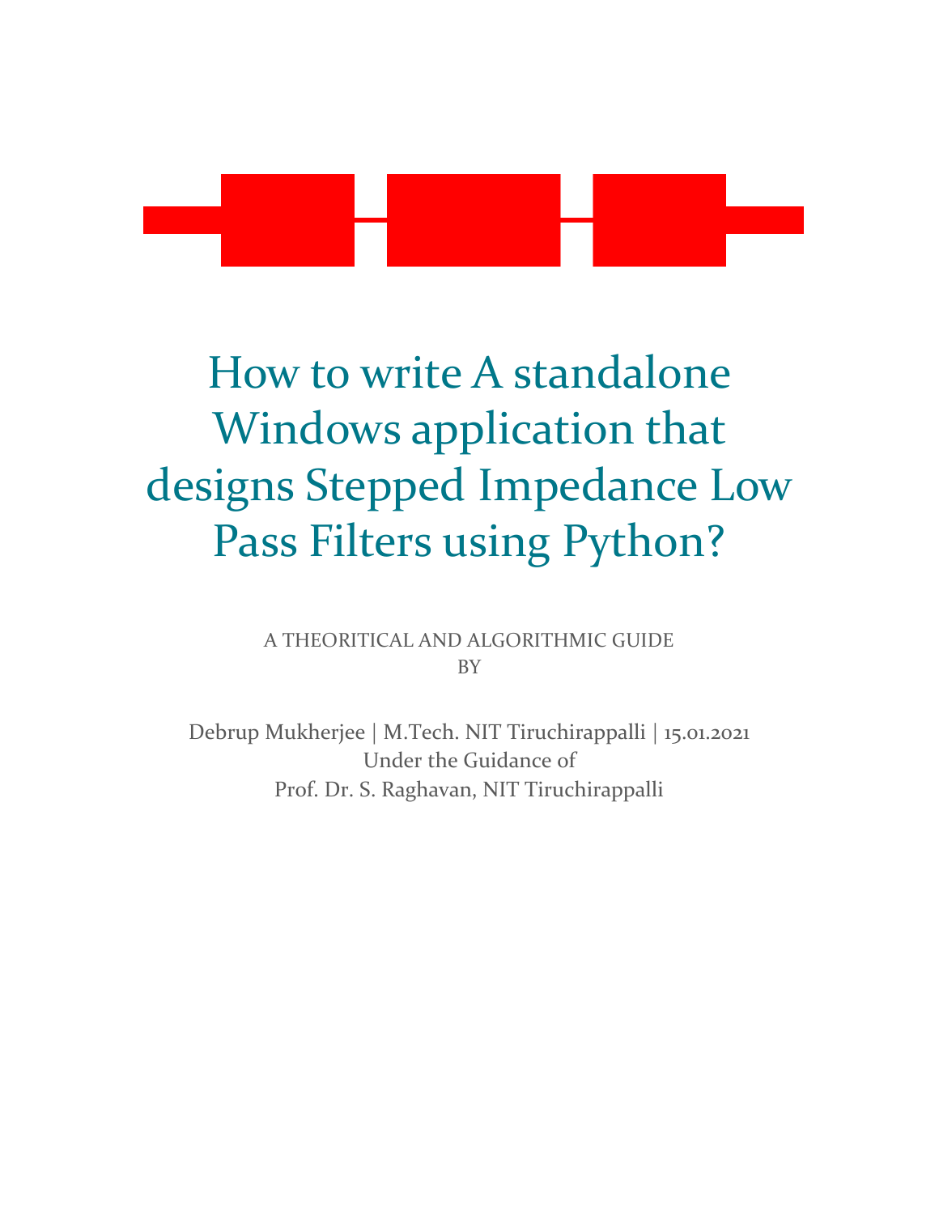# How to write A standalone Windows application that designs Stepped Impedance Low Pass Filters using Python?

A THEORITICAL AND ALGORITHMIC GUIDE
BY

Debrup Mukherjee | M.Tech. NIT Tiruchirappalli | 15.01.2021
Under the Guidance of
Prof. Dr. S. Raghavan, NIT Tiruchirappalli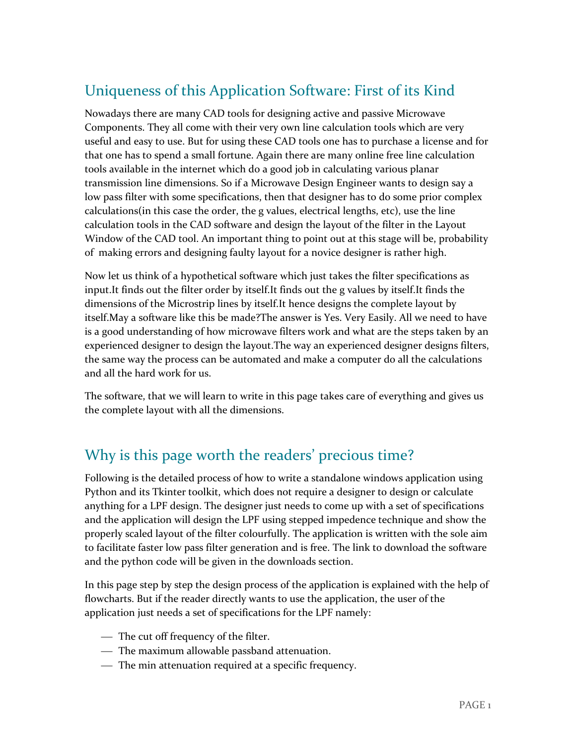## Uniqueness of this Application Software: First of its Kind

Nowadays there are many CAD tools for designing active and passive Microwave Components. They all come with their very own line calculation tools which are very useful and easy to use. But for using these CAD tools one has to purchase a license and for that one has to spend a small fortune. Again there are many online free line calculation tools available in the internet which do a good job in calculating various planar transmission line dimensions. So if a Microwave Design Engineer wants to design say a low pass filter with some specifications, then that designer has to do some prior complex calculations(in this case the order, the g values, electrical lengths, etc), use the line calculation tools in the CAD software and design the layout of the filter in the Layout Window of the CAD tool. An important thing to point out at this stage will be, probability of making errors and designing faulty layout for a novice designer is rather high.

Now let us think of a hypothetical software which just takes the filter specifications as input.It finds out the filter order by itself.It finds out the g values by itself.It finds the dimensions of the Microstrip lines by itself.It hence designs the complete layout by itself.May a software like this be made?The answer is Yes. Very Easily. All we need to have is a good understanding of how microwave filters work and what are the steps taken by an experienced designer to design the layout.The way an experienced designer designs filters, the same way the process can be automated and make a computer do all the calculations and all the hard work for us.

The software, that we will learn to write in this page takes care of everything and gives us the complete layout with all the dimensions.

## Why is this page worth the readers' precious time?

Following is the detailed process of how to write a standalone windows application using Python and its Tkinter toolkit, which does not require a designer to design or calculate anything for a LPF design. The designer just needs to come up with a set of specifications and the application will design the LPF using stepped impedence technique and show the properly scaled layout of the filter colourfully. The application is written with the sole aim to facilitate faster low pass filter generation and is free. The link to download the software and the python code will be given in the downloads section.

In this page step by step the design process of the application is explained with the help of flowcharts. But if the reader directly wants to use the application, the user of the application just needs a set of specifications for the LPF namely:

- The cut off frequency of the filter.
- The maximum allowable passband attenuation.
- The min attenuation required at a specific frequency.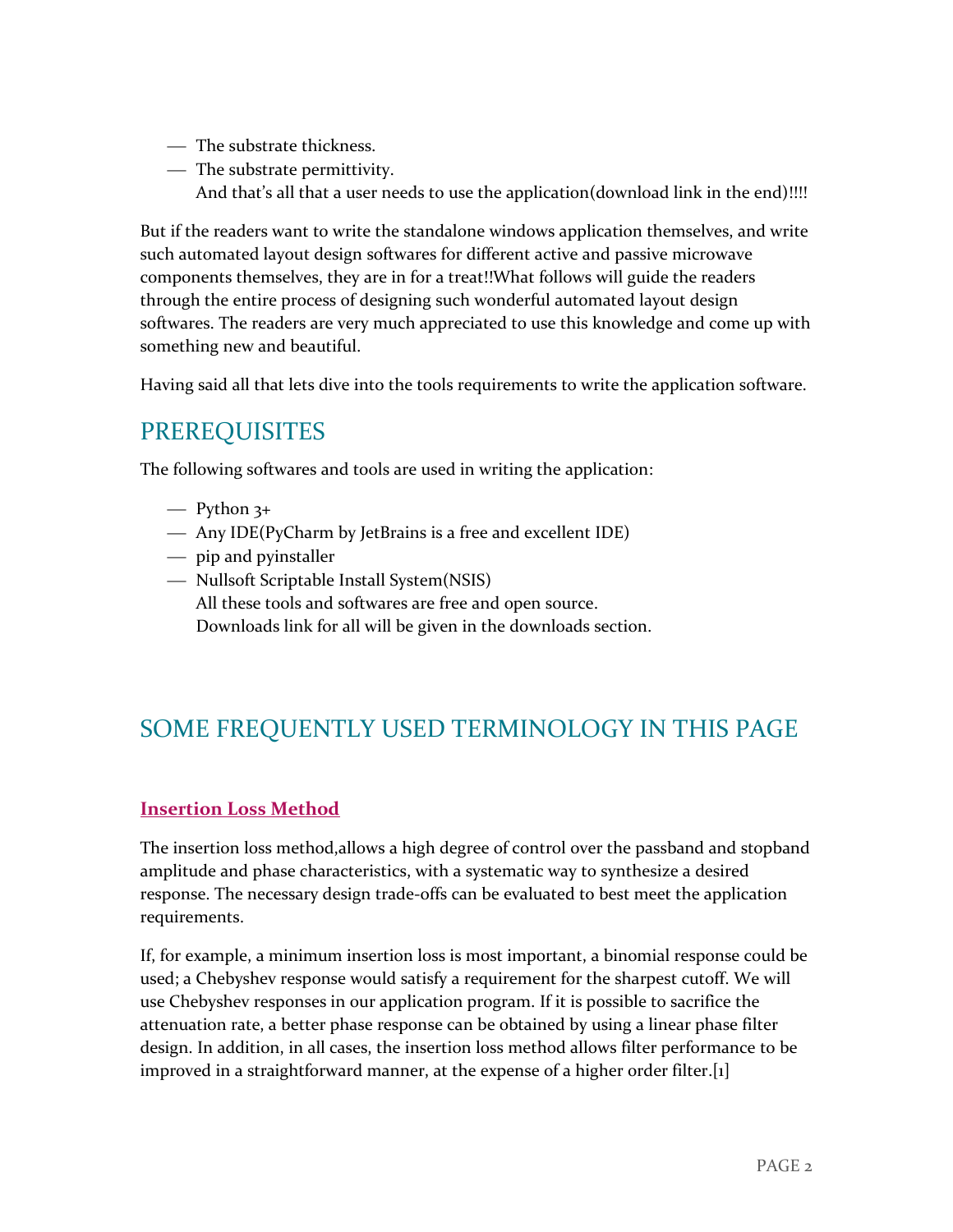- The substrate thickness.
- The substrate permittivity.

  And that's all that a user needs to use the application(download link in the end)!!!!

But if the readers want to write the standalone windows application themselves, and write such automated layout design softwares for different active and passive microwave components themselves, they are in for a treat!!What follows will guide the readers through the entire process of designing such wonderful automated layout design softwares. The readers are very much appreciated to use this knowledge and come up with something new and beautiful.

Having said all that lets dive into the tools requirements to write the application software.

## PREREQUISITES

The following softwares and tools are used in writing the application:

- Python 3+
- Any IDE(PyCharm by JetBrains is a free and excellent IDE)
- pip and pyinstaller
- Nullsoft Scriptable Install System(NSIS)

  All these tools and softwares are free and open source.

  Downloads link for all will be given in the downloads section.

## SOME FREQUENTLY USED TERMINOLOGY IN THIS PAGE

### Insertion Loss Method

The insertion loss method,allows a high degree of control over the passband and stopband amplitude and phase characteristics, with a systematic way to synthesize a desired response. The necessary design trade-offs can be evaluated to best meet the application requirements.

If, for example, a minimum insertion loss is most important, a binomial response could be used; a Chebyshev response would satisfy a requirement for the sharpest cutoff. We will use Chebyshev responses in our application program. If it is possible to sacrifice the attenuation rate, a better phase response can be obtained by using a linear phase filter design. In addition, in all cases, the insertion loss method allows filter performance to be improved in a straightforward manner, at the expense of a higher order filter.[1]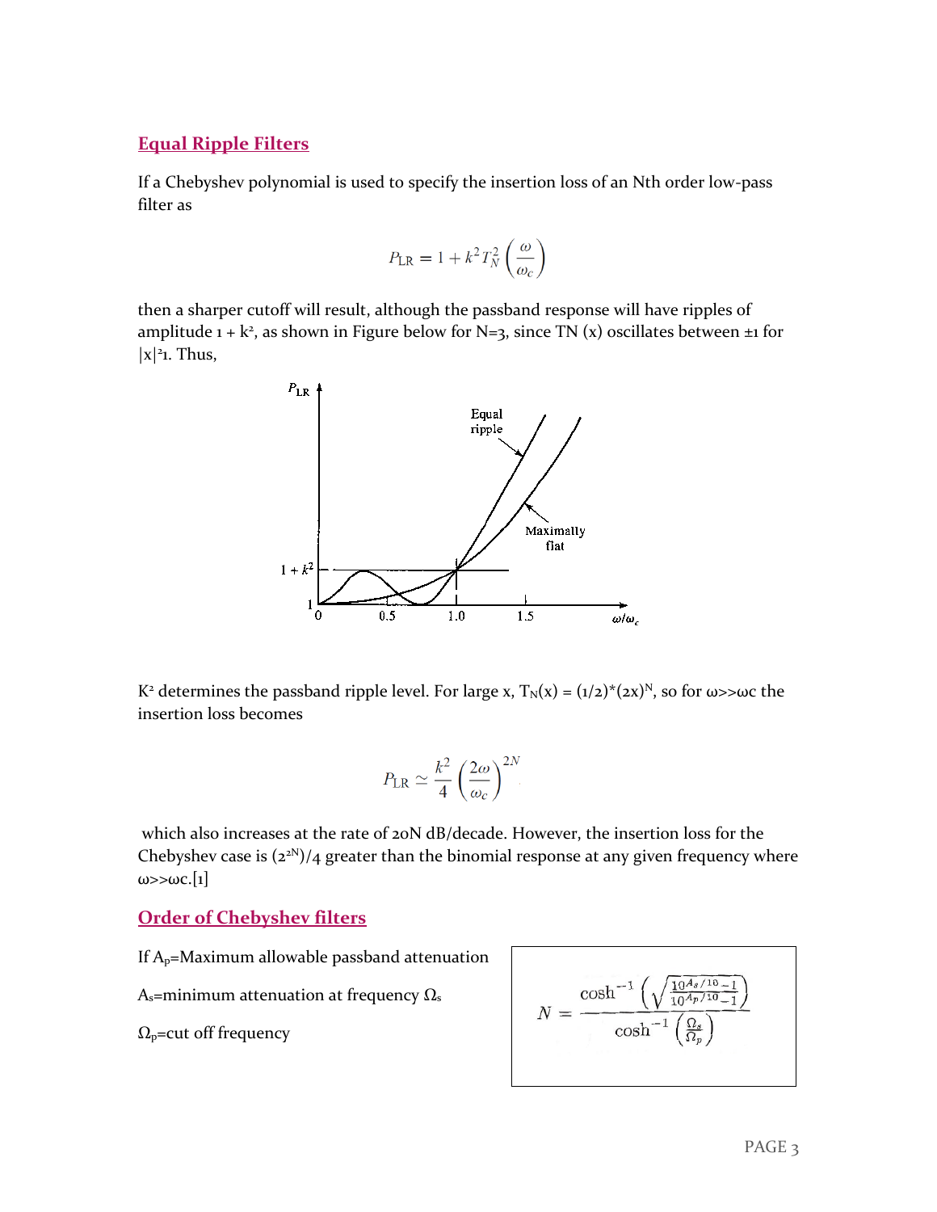## Equal Ripple Filters

If a Chebyshev polynomial is used to specify the insertion loss of an Nth order low-pass filter as

$$P_{LR} = 1 + k^2 T_N^2 \left(\frac{\omega}{\omega_c}\right)$$

then a sharper cutoff will result, although the passband response will have ripples of amplitude $1 + k^2$, as shown in Figure below for N=3, since TN (x) oscillates between ±1 for $|x|^2 1$. Thus,

K² determines the passband ripple level. For large x, $T_N(x) = (1/2)*(2x)^N$, so for ω>>ωc the insertion loss becomes

$$P_{LR} \simeq \frac{k^2}{4}\left(\frac{2\omega}{\omega_c}\right)^{2N}$$

which also increases at the rate of 20N dB/decade. However, the insertion loss for the Chebyshev case is $(2^{2N})/4$ greater than the binomial response at any given frequency where ω>>ωc.[1]

## Order of Chebyshev filters

If $A_p$=Maximum allowable passband attenuation

$A_s$=minimum attenuation at frequency $\Omega_s$

$\Omega_p$=cut off frequency

$$N = \frac{\cosh^{-1}\left(\sqrt{\frac{10^{A_s/10}-1}{10^{A_p/10}-1}}\right)}{\cosh^{-1}\left(\frac{\Omega_s}{\Omega_p}\right)}$$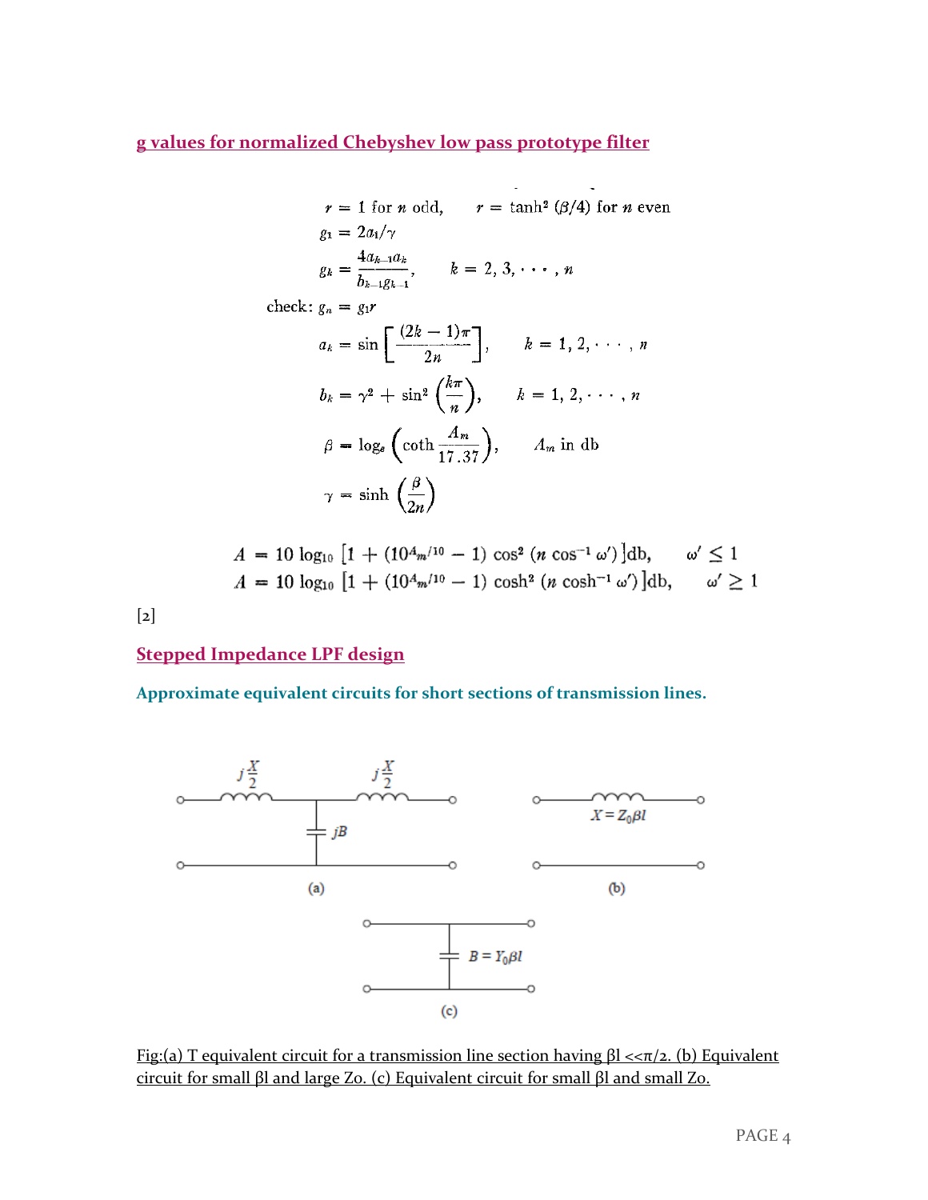## g values for normalized Chebyshev low pass prototype filter

$$r = 1 \text{ for } n \text{ odd}, \qquad r = \tanh^2(\beta/4) \text{ for } n \text{ even}$$

$$g_1 = 2a_1/\gamma$$

$$g_k = \frac{4a_{k-1}a_k}{b_{k-1}g_{k-1}}, \qquad k = 2, 3, \cdots, n$$

$$\text{check: } g_n = g_1 r$$

$$a_k = \sin\left[\frac{(2k-1)\pi}{2n}\right], \qquad k = 1, 2, \cdots, n$$

$$b_k = \gamma^2 + \sin^2\left(\frac{k\pi}{n}\right), \qquad k = 1, 2, \cdots, n$$

$$\beta = \log_e\left(\coth\frac{A_m}{17.37}\right), \qquad A_m \text{ in db}$$

$$\gamma = \sinh\left(\frac{\beta}{2n}\right)$$

$$A = 10\log_{10}\left[1 + (10^{A_m/10} - 1)\cos^2(n\cos^{-1}\omega')\right]\text{db}, \qquad \omega' \leq 1$$

$$A = 10\log_{10}\left[1 + (10^{A_m/10} - 1)\cosh^2(n\cosh^{-1}\omega')\right]\text{db}, \qquad \omega' \geq 1$$

[2]

## Stepped Impedance LPF design

### Approximate equivalent circuits for short sections of transmission lines.

Fig:(a) T equivalent circuit for a transmission line section having $\beta l \ll \pi/2$. (b) Equivalent circuit for small $\beta l$ and large $Z_o$. (c) Equivalent circuit for small $\beta l$ and small $Z_o$.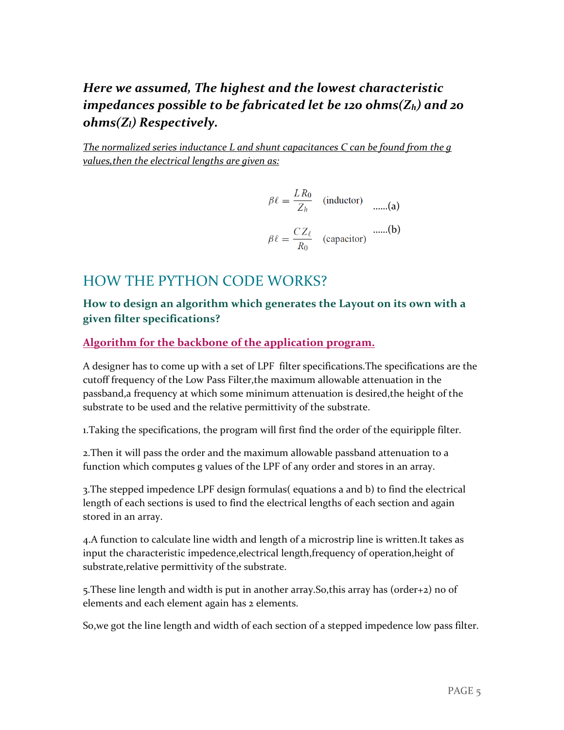***Here we assumed, The highest and the lowest characteristic impedances possible to be fabricated let be 120 ohms($Z_h$) and 20 ohms($Z_l$) Respectively.***

*The normalized series inductance L and shunt capacitances C can be found from the g values,then the electrical lengths are given as:*

$$\beta\ell = \frac{L R_0}{Z_h} \quad \text{(inductor)} \qquad \text{......(a)}$$

$$\beta\ell = \frac{C Z_\ell}{R_0} \quad \text{(capacitor)} \qquad \text{......(b)}$$

# HOW THE PYTHON CODE WORKS?

### How to design an algorithm which generates the Layout on its own with a given filter specifications?

### Algorithm for the backbone of the application program.

A designer has to come up with a set of LPF filter specifications.The specifications are the cutoff frequency of the Low Pass Filter,the maximum allowable attenuation in the passband,a frequency at which some minimum attenuation is desired,the height of the substrate to be used and the relative permittivity of the substrate.

1.Taking the specifications, the program will first find the order of the equiripple filter.

2.Then it will pass the order and the maximum allowable passband attenuation to a function which computes g values of the LPF of any order and stores in an array.

3.The stepped impedence LPF design formulas( equations a and b) to find the electrical length of each sections is used to find the electrical lengths of each section and again stored in an array.

4.A function to calculate line width and length of a microstrip line is written.It takes as input the characteristic impedence,electrical length,frequency of operation,height of substrate,relative permittivity of the substrate.

5.These line length and width is put in another array.So,this array has (order+2) no of elements and each element again has 2 elements.

So,we got the line length and width of each section of a stepped impedence low pass filter.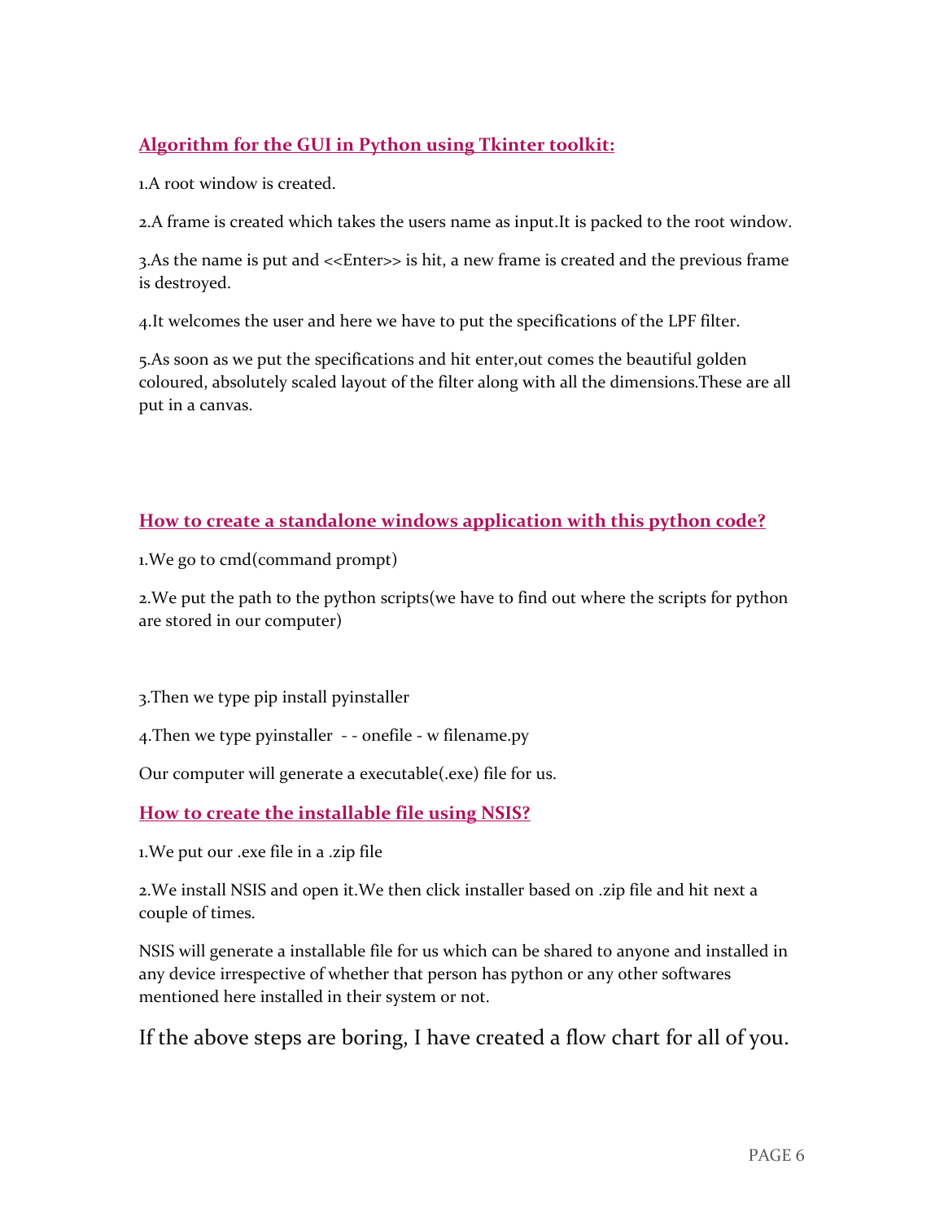## **Algorithm for the GUI in Python using Tkinter toolkit:**

1.A root window is created.

2.A frame is created which takes the users name as input.It is packed to the root window.

3.As the name is put and <<Enter>> is hit, a new frame is created and the previous frame is destroyed.

4.It welcomes the user and here we have to put the specifications of the LPF filter.

5.As soon as we put the specifications and hit enter,out comes the beautiful golden coloured, absolutely scaled layout of the filter along with all the dimensions.These are all put in a canvas.

## **How to create a standalone windows application with this python code?**

1.We go to cmd(command prompt)

2.We put the path to the python scripts(we have to find out where the scripts for python are stored in our computer)

3.Then we type pip install pyinstaller

4.Then we type pyinstaller - - onefile - w filename.py

Our computer will generate a executable(.exe) file for us.

## **How to create the installable file using NSIS?**

1.We put our .exe file in a .zip file

2.We install NSIS and open it.We then click installer based on .zip file and hit next a couple of times.

NSIS will generate a installable file for us which can be shared to anyone and installed in any device irrespective of whether that person has python or any other softwares mentioned here installed in their system or not.

If the above steps are boring, I have created a flow chart for all of you.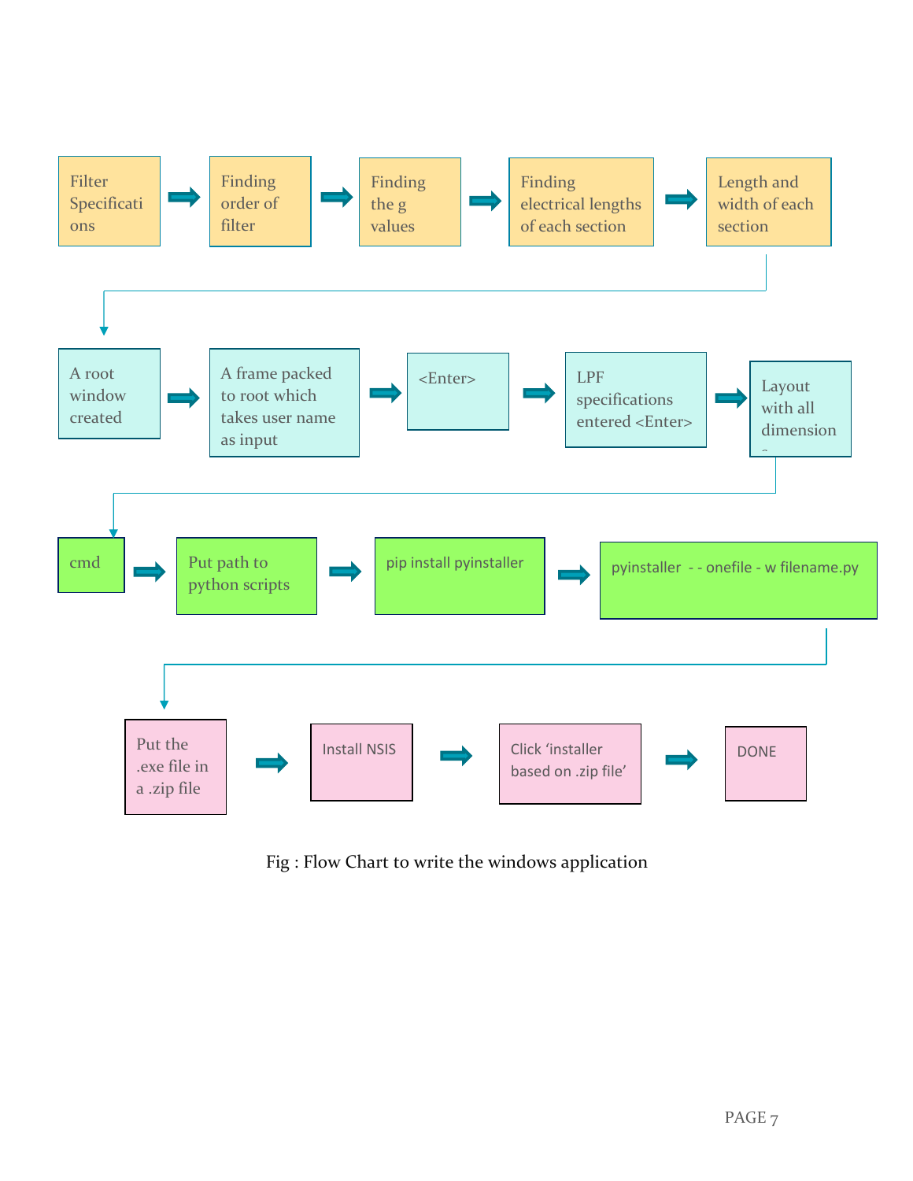Filter Specifications → Finding order of filter → Finding the g values → Finding electrical lengths of each section → Length and width of each section

A root window created → A frame packed to root which takes user name as input → <Enter> → LPF specifications entered <Enter> → Layout with all dimension

cmd → Put path to python scripts → pip install pyinstaller → pyinstaller - - onefile - w filename.py

Put the .exe file in a .zip file → Install NSIS → Click 'installer based on .zip file' → DONE

Fig : Flow Chart to write the windows application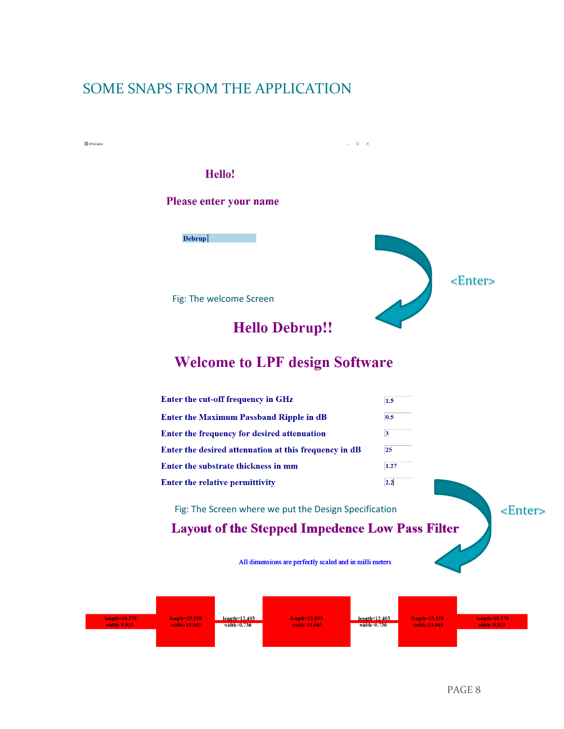# SOME SNAPS FROM THE APPLICATION

LPF designer

**Hello!**

**Please enter your name**

**Debrup**

<Enter>

Fig: The welcome Screen

## Hello Debrup!!

## Welcome to LPF design Software

| | |
|---|---|
| **Enter the cut-off frequency in GHz** | 1.5 |
| **Enter the Maximum Passband Ripple in dB** | 0.5 |
| **Enter the frequency for desired attenuation** | 3 |
| **Enter the desired attenuation at this frequency in dB** | 25 |
| **Enter the substrate thickness in mm** | 1.27 |
| **Enter the relative permittivity** | 2.2 |

<Enter>

Fig: The Screen where we put the Design Specification

## Layout of the Stepped Impedence Low Pass Filter

All dimensions are perfectly scaled and in milli meters

| length=18.276 width=3.913 | length=15.329 width=13.045 | length=12.403 width=0.736 | length=22.833 width=13.045 | length=12.403 width=0.736 | length=15.329 width=13.045 | length=18.276 width=3.913 |
|---|---|---|---|---|---|---|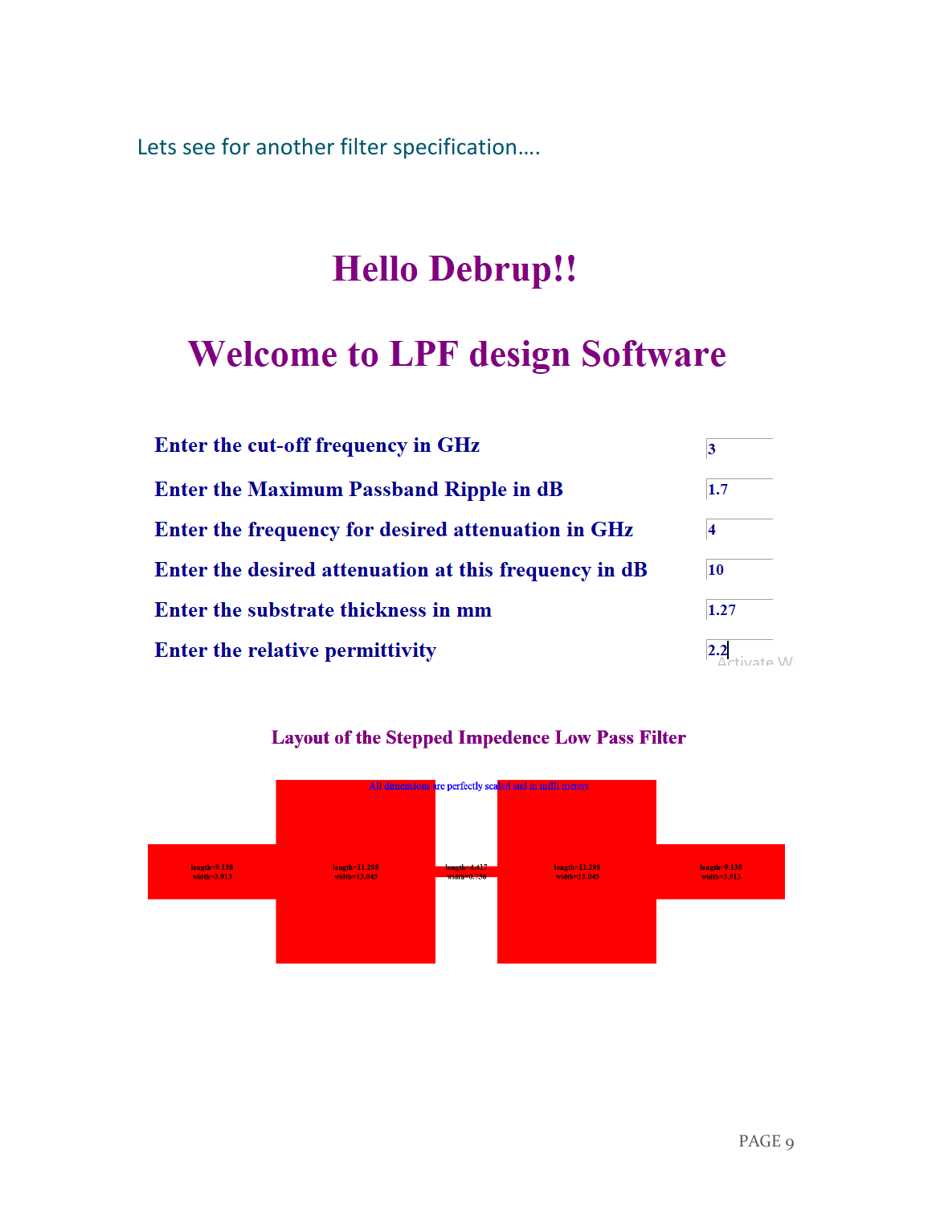Lets see for another filter specification….

# Hello Debrup!!

# Welcome to LPF design Software

| | |
|---|---|
| **Enter the cut-off frequency in GHz** | 3 |
| **Enter the Maximum Passband Ripple in dB** | 1.7 |
| **Enter the frequency for desired attenuation in GHz** | 4 |
| **Enter the desired attenuation at this frequency in dB** | 10 |
| **Enter the substrate thickness in mm** | 1.27 |
| **Enter the relative permittivity** | 2.2 |

## Layout of the Stepped Impedence Low Pass Filter

All dimensions are perfectly scaled and in milli meters

length=9.138 width=3.913

length=11.298 width=13.045

length=4.437 width=0.736

length=11.298 width=13.045

length=9.138 width=3.913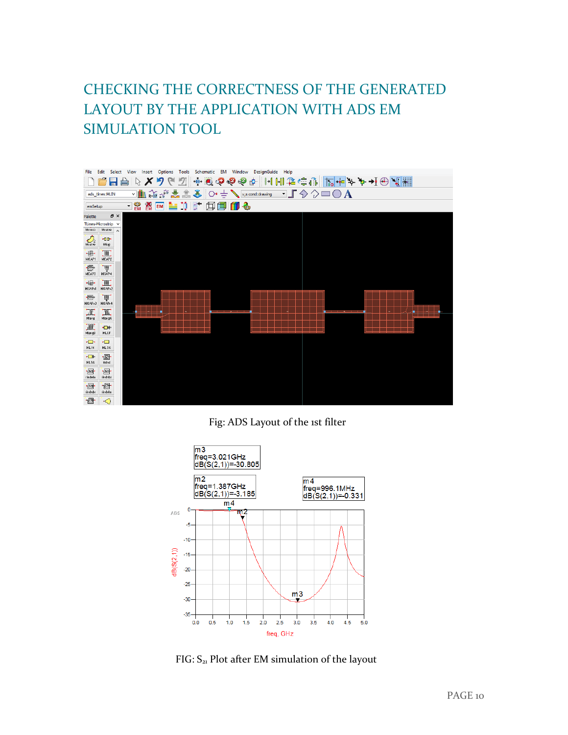## CHECKING THE CORRECTNESS OF THE GENERATED LAYOUT BY THE APPLICATION WITH ADS EM SIMULATION TOOL

Fig: ADS Layout of the 1st filter

FIG: $S_{21}$ Plot after EM simulation of the layout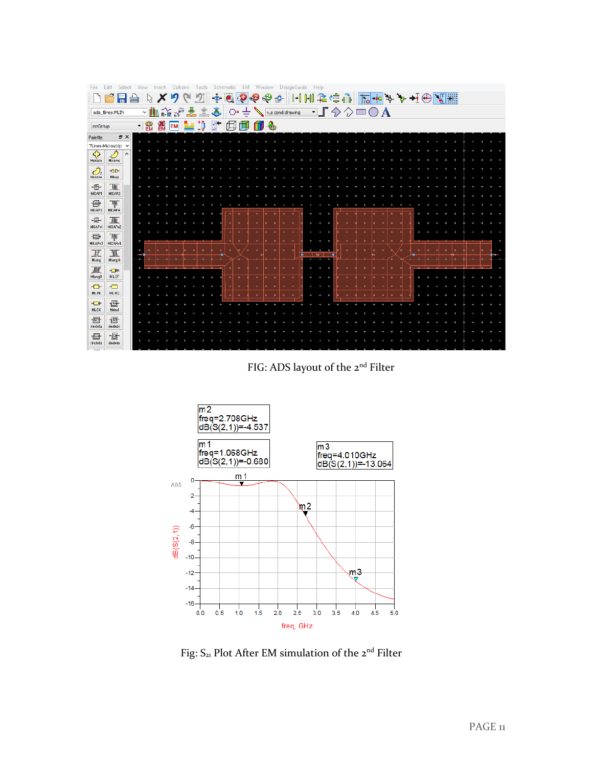FIG: ADS layout of the 2nd Filter

Fig: $S_{21}$ Plot After EM simulation of the 2nd Filter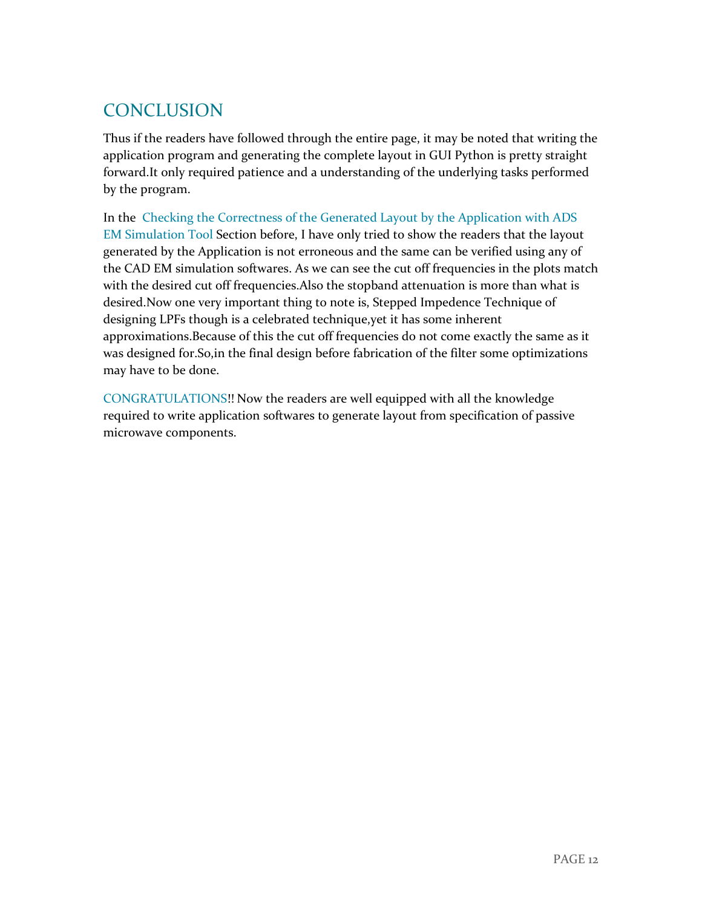# CONCLUSION

Thus if the readers have followed through the entire page, it may be noted that writing the application program and generating the complete layout in GUI Python is pretty straight forward.It only required patience and a understanding of the underlying tasks performed by the program.

In the Checking the Correctness of the Generated Layout by the Application with ADS EM Simulation Tool Section before, I have only tried to show the readers that the layout generated by the Application is not erroneous and the same can be verified using any of the CAD EM simulation softwares. As we can see the cut off frequencies in the plots match with the desired cut off frequencies.Also the stopband attenuation is more than what is desired.Now one very important thing to note is, Stepped Impedence Technique of designing LPFs though is a celebrated technique,yet it has some inherent approximations.Because of this the cut off frequencies do not come exactly the same as it was designed for.So,in the final design before fabrication of the filter some optimizations may have to be done.

CONGRATULATIONS!! Now the readers are well equipped with all the knowledge required to write application softwares to generate layout from specification of passive microwave components.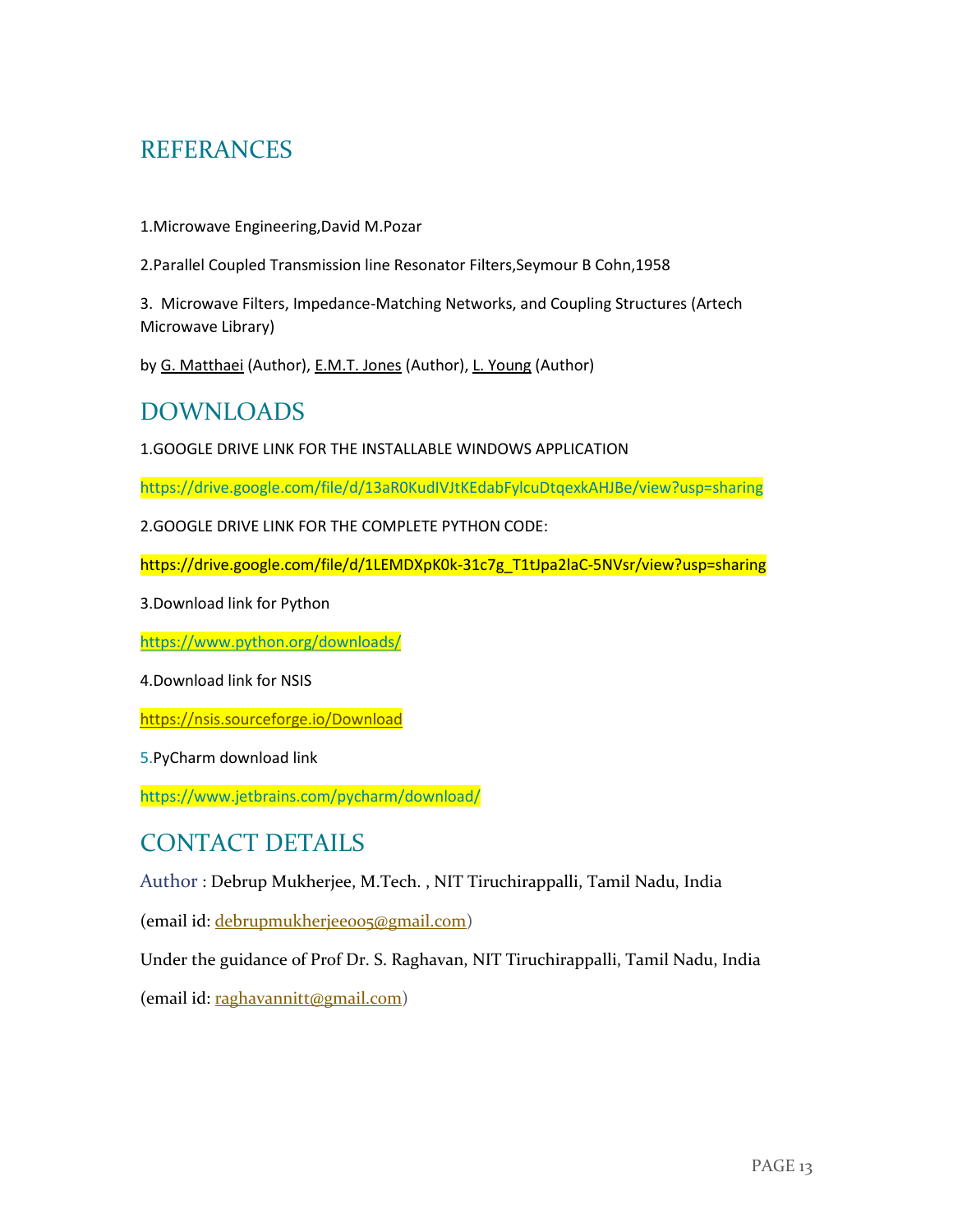## REFERANCES

1.Microwave Engineering,David M.Pozar

2.Parallel Coupled Transmission line Resonator Filters,Seymour B Cohn,1958

3. Microwave Filters, Impedance-Matching Networks, and Coupling Structures (Artech Microwave Library)

by G. Matthaei (Author), E.M.T. Jones (Author), L. Young (Author)

## DOWNLOADS

1.GOOGLE DRIVE LINK FOR THE INSTALLABLE WINDOWS APPLICATION

https://drive.google.com/file/d/13aR0KudIVJtKEdabFylcuDtqexkAHJBe/view?usp=sharing

2.GOOGLE DRIVE LINK FOR THE COMPLETE PYTHON CODE:

https://drive.google.com/file/d/1LEMDXpK0k-31c7g_T1tJpa2laC-5NVsr/view?usp=sharing

3.Download link for Python

https://www.python.org/downloads/

4.Download link for NSIS

https://nsis.sourceforge.io/Download

5.PyCharm download link

https://www.jetbrains.com/pycharm/download/

## CONTACT DETAILS

Author : Debrup Mukherjee, M.Tech. , NIT Tiruchirappalli, Tamil Nadu, India

(email id: debrupmukherjee005@gmail.com)

Under the guidance of Prof Dr. S. Raghavan, NIT Tiruchirappalli, Tamil Nadu, India

(email id: raghavannitt@gmail.com)